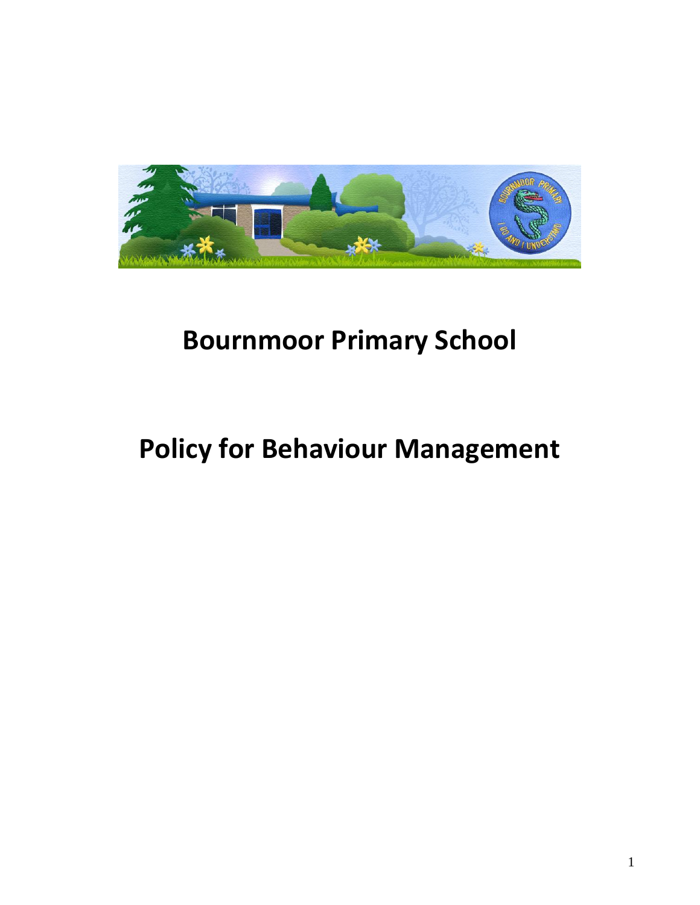# Bournmoor Primary School

# Policy for Behaviour Management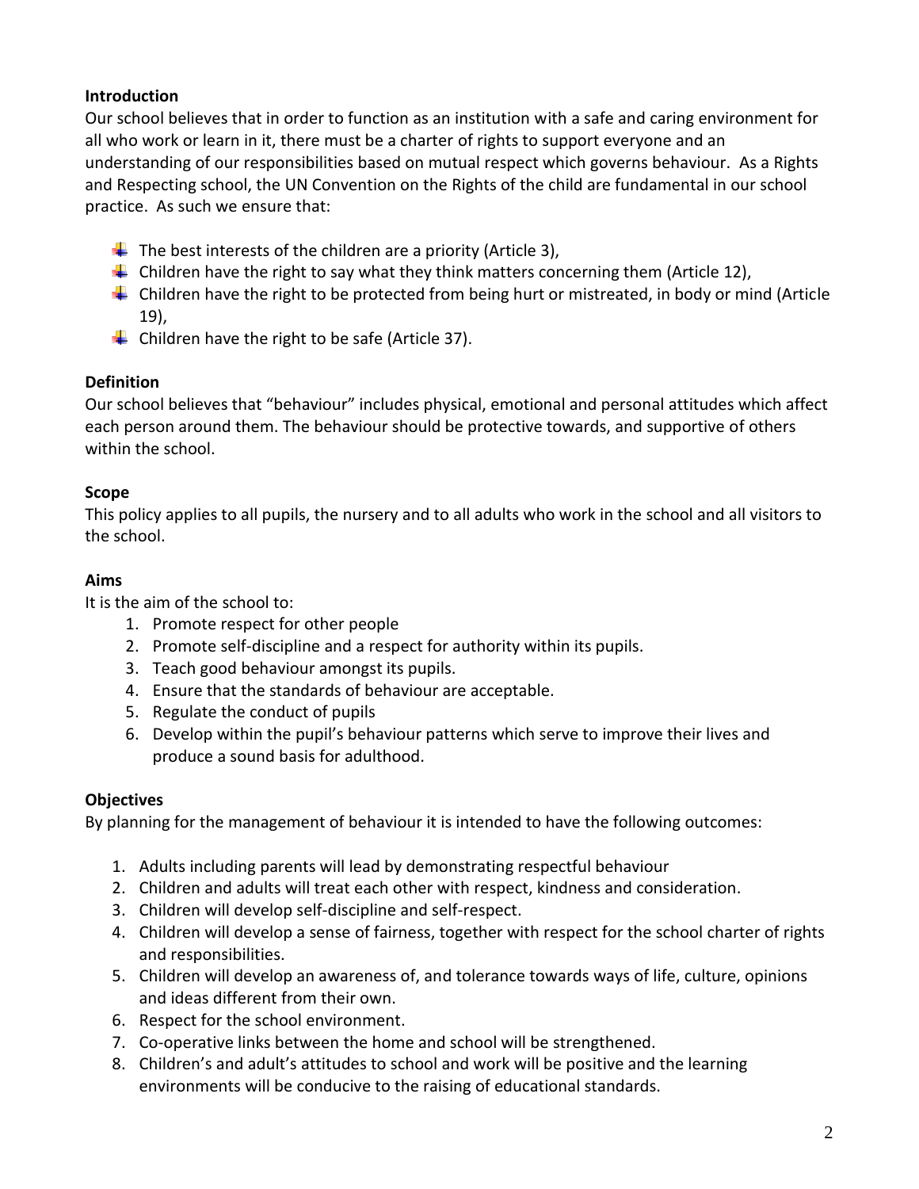**Introduction**

Our school believes that in order to function as an institution with a safe and caring environment for all who work or learn in it, there must be a charter of rights to support everyone and an understanding of our responsibilities based on mutual respect which governs behaviour. As a Rights and Respecting school, the UN Convention on the Rights of the child are fundamental in our school practice. As such we ensure that:

- The best interests of the children are a priority (Article 3),
- Children have the right to say what they think matters concerning them (Article 12),
- Children have the right to be protected from being hurt or mistreated, in body or mind (Article 19),
- Children have the right to be safe (Article 37).

**Definition**

Our school believes that "behaviour" includes physical, emotional and personal attitudes which affect each person around them. The behaviour should be protective towards, and supportive of others within the school.

**Scope**

This policy applies to all pupils, the nursery and to all adults who work in the school and all visitors to the school.

**Aims**

It is the aim of the school to:

1. Promote respect for other people
2. Promote self-discipline and a respect for authority within its pupils.
3. Teach good behaviour amongst its pupils.
4. Ensure that the standards of behaviour are acceptable.
5. Regulate the conduct of pupils
6. Develop within the pupil's behaviour patterns which serve to improve their lives and produce a sound basis for adulthood.

**Objectives**

By planning for the management of behaviour it is intended to have the following outcomes:

1. Adults including parents will lead by demonstrating respectful behaviour
2. Children and adults will treat each other with respect, kindness and consideration.
3. Children will develop self-discipline and self-respect.
4. Children will develop a sense of fairness, together with respect for the school charter of rights and responsibilities.
5. Children will develop an awareness of, and tolerance towards ways of life, culture, opinions and ideas different from their own.
6. Respect for the school environment.
7. Co-operative links between the home and school will be strengthened.
8. Children's and adult's attitudes to school and work will be positive and the learning environments will be conducive to the raising of educational standards.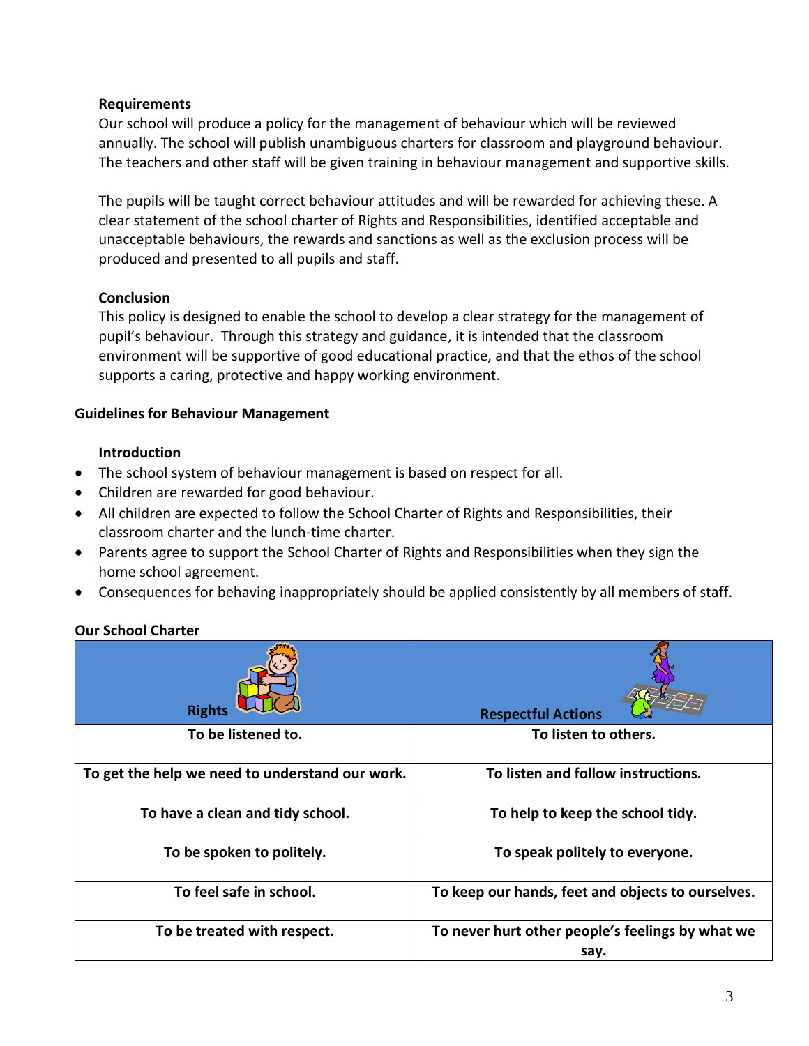### Requirements

Our school will produce a policy for the management of behaviour which will be reviewed annually. The school will publish unambiguous charters for classroom and playground behaviour. The teachers and other staff will be given training in behaviour management and supportive skills.

The pupils will be taught correct behaviour attitudes and will be rewarded for achieving these. A clear statement of the school charter of Rights and Responsibilities, identified acceptable and unacceptable behaviours, the rewards and sanctions as well as the exclusion process will be produced and presented to all pupils and staff.

### Conclusion

This policy is designed to enable the school to develop a clear strategy for the management of pupil's behaviour. Through this strategy and guidance, it is intended that the classroom environment will be supportive of good educational practice, and that the ethos of the school supports a caring, protective and happy working environment.

## Guidelines for Behaviour Management

### Introduction

- The school system of behaviour management is based on respect for all.
- Children are rewarded for good behaviour.
- All children are expected to follow the School Charter of Rights and Responsibilities, their classroom charter and the lunch-time charter.
- Parents agree to support the School Charter of Rights and Responsibilities when they sign the home school agreement.
- Consequences for behaving inappropriately should be applied consistently by all members of staff.

### Our School Charter

| Rights | Respectful Actions |
|---|---|
| **To be listened to.** | **To listen to others.** |
| **To get the help we need to understand our work.** | **To listen and follow instructions.** |
| **To have a clean and tidy school.** | **To help to keep the school tidy.** |
| **To be spoken to politely.** | **To speak politely to everyone.** |
| **To feel safe in school.** | **To keep our hands, feet and objects to ourselves.** |
| **To be treated with respect.** | **To never hurt other people's feelings by what we say.** |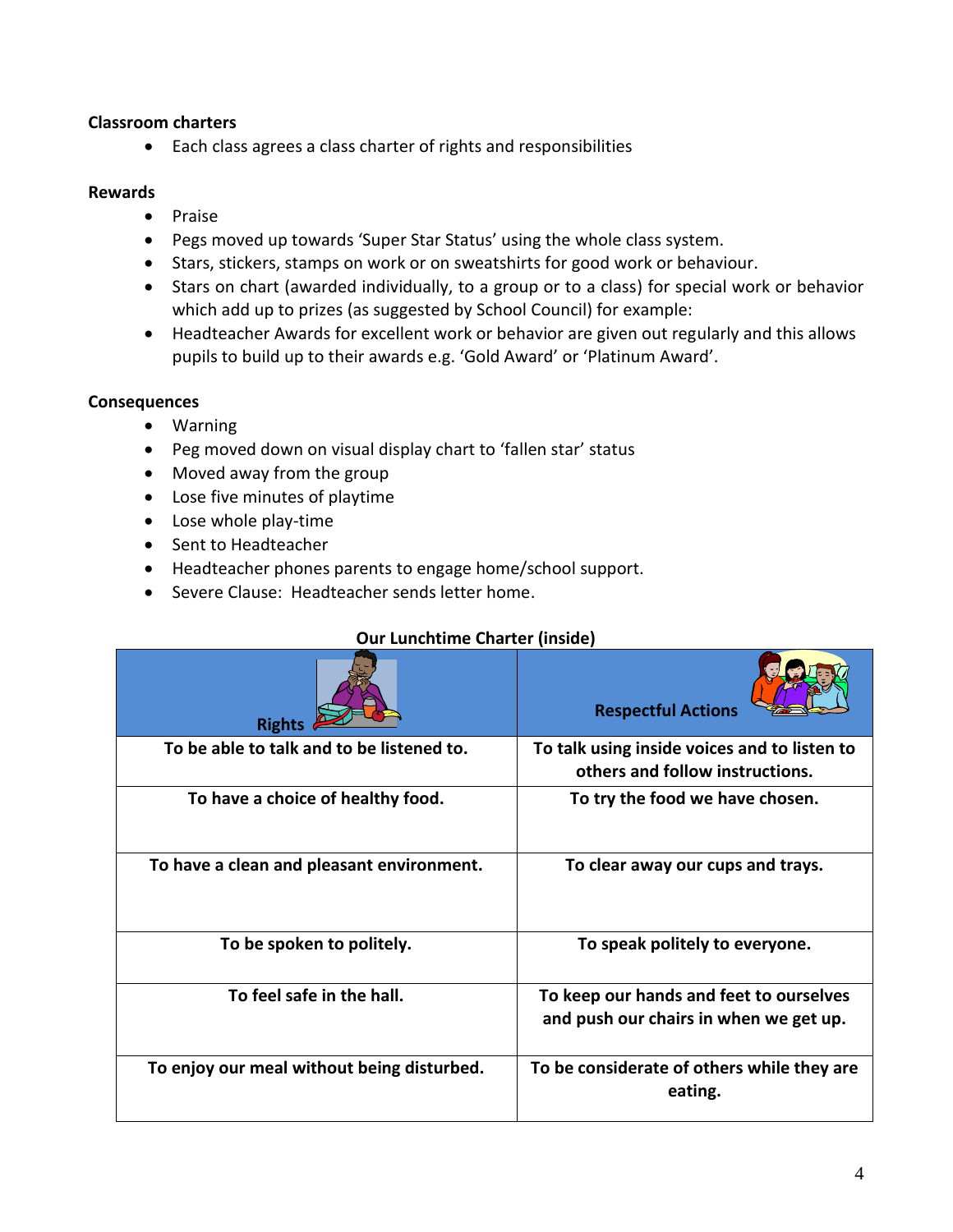**Classroom charters**

- Each class agrees a class charter of rights and responsibilities

**Rewards**

- Praise
- Pegs moved up towards 'Super Star Status' using the whole class system.
- Stars, stickers, stamps on work or on sweatshirts for good work or behaviour.
- Stars on chart (awarded individually, to a group or to a class) for special work or behavior which add up to prizes (as suggested by School Council) for example:
- Headteacher Awards for excellent work or behavior are given out regularly and this allows pupils to build up to their awards e.g. 'Gold Award' or 'Platinum Award'.

**Consequences**

- Warning
- Peg moved down on visual display chart to 'fallen star' status
- Moved away from the group
- Lose five minutes of playtime
- Lose whole play-time
- Sent to Headteacher
- Headteacher phones parents to engage home/school support.
- Severe Clause: Headteacher sends letter home.

**Our Lunchtime Charter (inside)**

| **Rights** | **Respectful Actions** |
|---|---|
| **To be able to talk and to be listened to.** | **To talk using inside voices and to listen to others and follow instructions.** |
| **To have a choice of healthy food.** | **To try the food we have chosen.** |
| **To have a clean and pleasant environment.** | **To clear away our cups and trays.** |
| **To be spoken to politely.** | **To speak politely to everyone.** |
| **To feel safe in the hall.** | **To keep our hands and feet to ourselves and push our chairs in when we get up.** |
| **To enjoy our meal without being disturbed.** | **To be considerate of others while they are eating.** |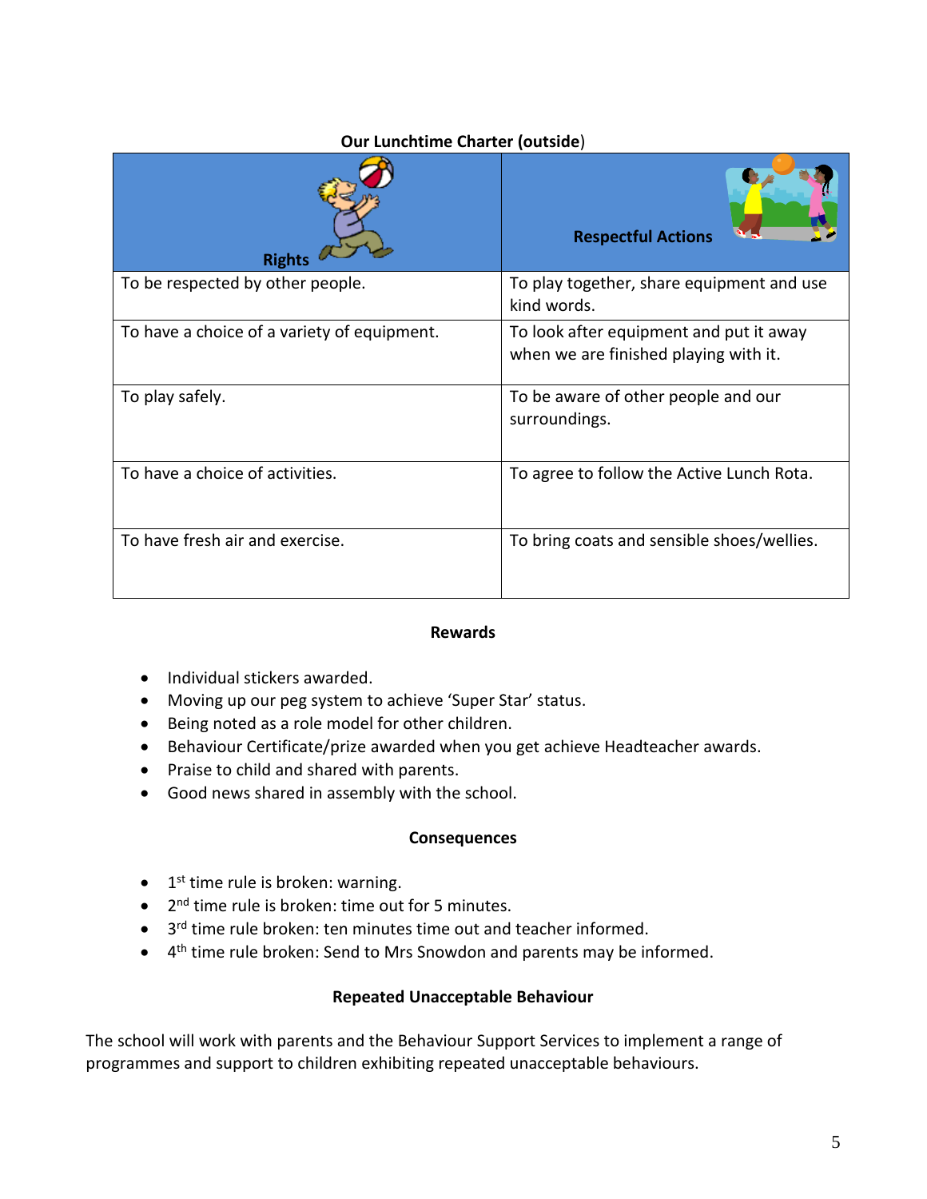**Our Lunchtime Charter (outside)**

| Rights | Respectful Actions |
| --- | --- |
| To be respected by other people. | To play together, share equipment and use kind words. |
| To have a choice of a variety of equipment. | To look after equipment and put it away when we are finished playing with it. |
| To play safely. | To be aware of other people and our surroundings. |
| To have a choice of activities. | To agree to follow the Active Lunch Rota. |
| To have fresh air and exercise. | To bring coats and sensible shoes/wellies. |

**Rewards**

- Individual stickers awarded.
- Moving up our peg system to achieve 'Super Star' status.
- Being noted as a role model for other children.
- Behaviour Certificate/prize awarded when you get achieve Headteacher awards.
- Praise to child and shared with parents.
- Good news shared in assembly with the school.

**Consequences**

- 1st time rule is broken: warning.
- 2nd time rule is broken: time out for 5 minutes.
- 3rd time rule broken: ten minutes time out and teacher informed.
- 4th time rule broken: Send to Mrs Snowdon and parents may be informed.

**Repeated Unacceptable Behaviour**

The school will work with parents and the Behaviour Support Services to implement a range of programmes and support to children exhibiting repeated unacceptable behaviours.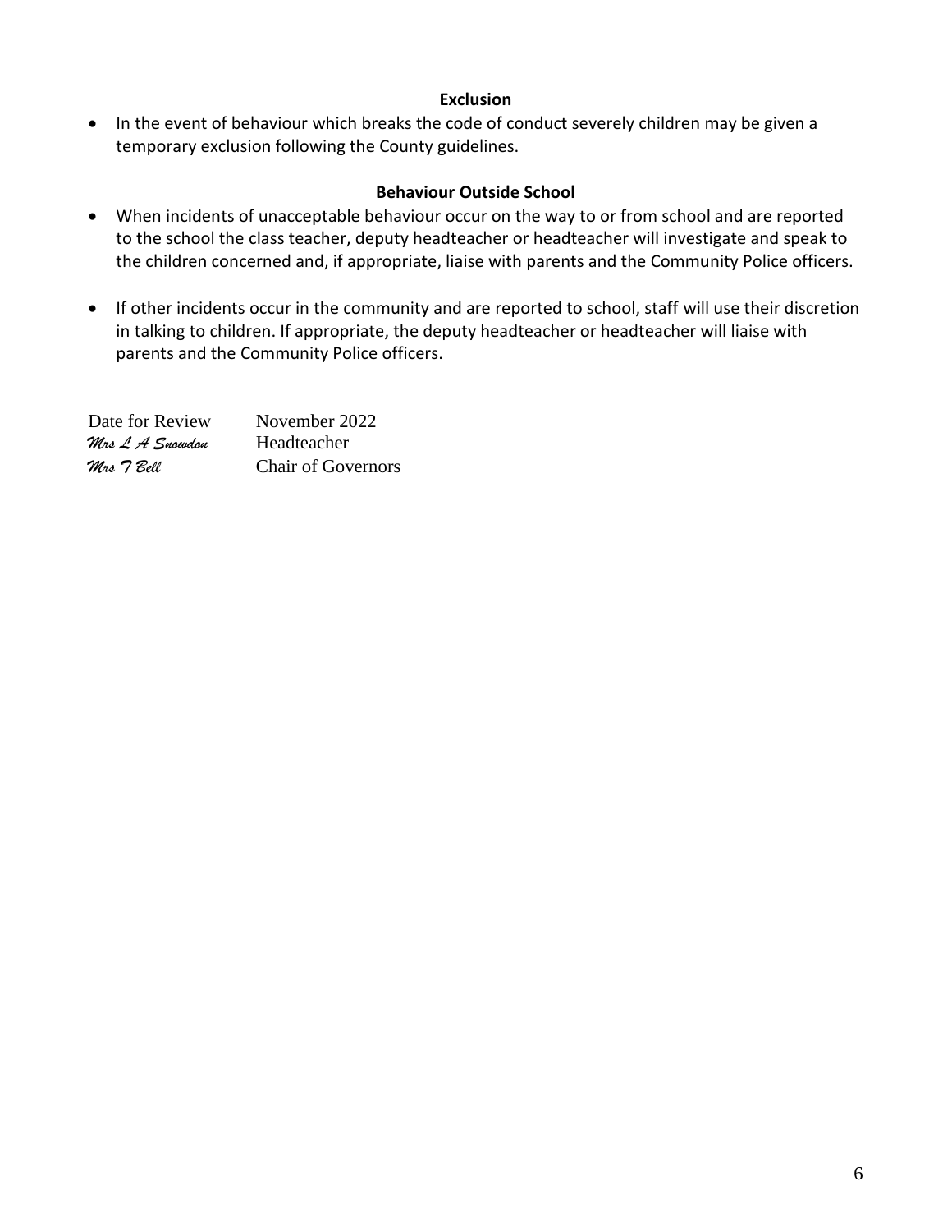### Exclusion

- In the event of behaviour which breaks the code of conduct severely children may be given a temporary exclusion following the County guidelines.

### Behaviour Outside School

- When incidents of unacceptable behaviour occur on the way to or from school and are reported to the school the class teacher, deputy headteacher or headteacher will investigate and speak to the children concerned and, if appropriate, liaise with parents and the Community Police officers.

- If other incidents occur in the community and are reported to school, staff will use their discretion in talking to children. If appropriate, the deputy headteacher or headteacher will liaise with parents and the Community Police officers.

| | |
|---|---|
| Date for Review | November 2022 |
| *Mrs L A Snowdon* | Headteacher |
| *Mrs T Bell* | Chair of Governors |